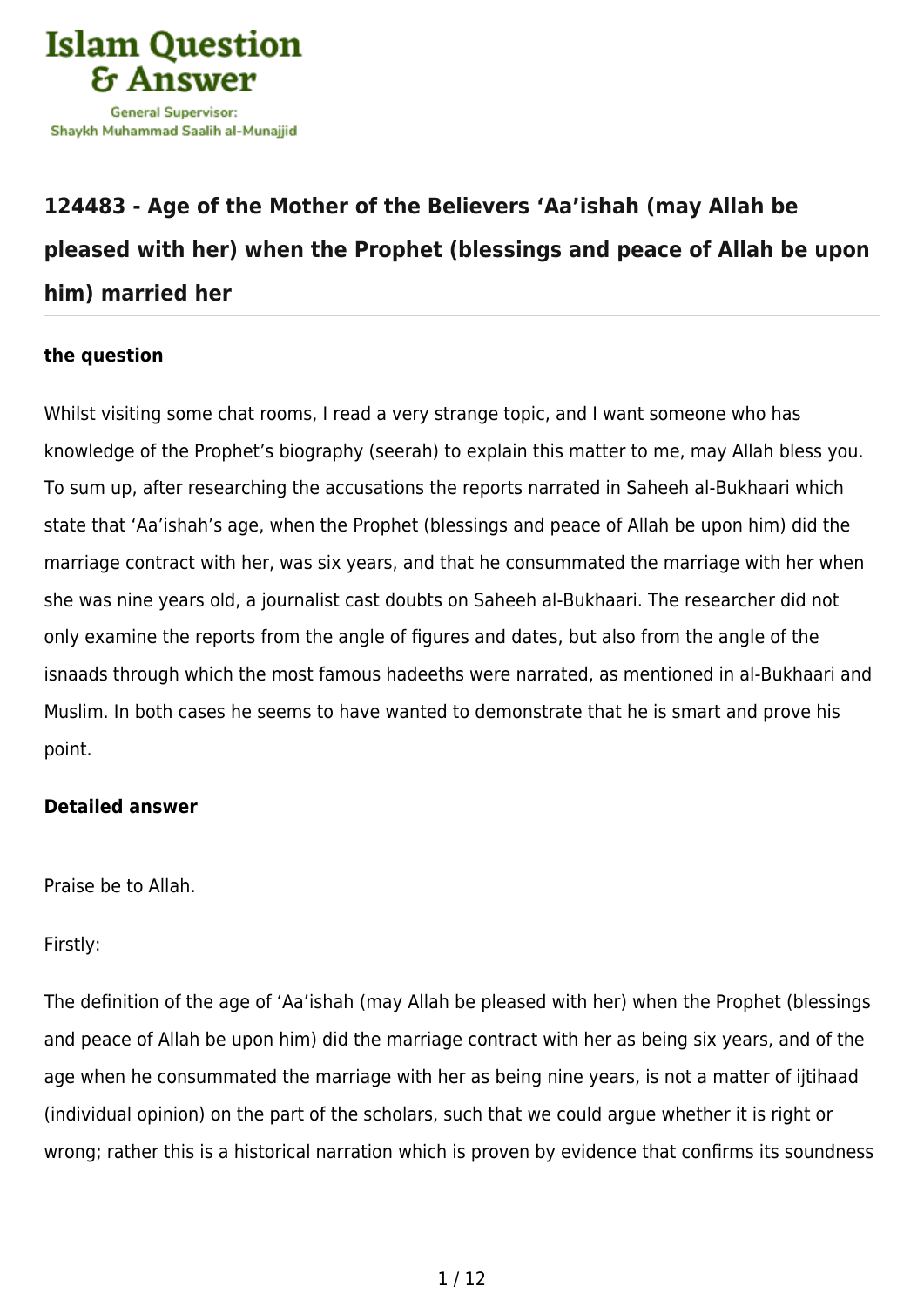# 124483 - Age of the Mother of the Believers 'Aa'ishah (may Allah be pleased with her) when the Prophet (blessings and peace of Allah be upon him) married her

### the question

Whilst visiting some chat rooms, I read a very strange topic, and I want someone who has knowledge of the Prophet's biography (seerah) to explain this matter to me, may Allah bless you. To sum up, after researching the accusations the reports narrated in Saheeh al-Bukhaari which state that 'Aa'ishah's age, when the Prophet (blessings and peace of Allah be upon him) did the marriage contract with her, was six years, and that he consummated the marriage with her when she was nine years old, a journalist cast doubts on Saheeh al-Bukhaari. The researcher did not only examine the reports from the angle of figures and dates, but also from the angle of the isnaads through which the most famous hadeeths were narrated, as mentioned in al-Bukhaari and Muslim. In both cases he seems to have wanted to demonstrate that he is smart and prove his point.

### Detailed answer

Praise be to Allah.

Firstly:

The definition of the age of 'Aa'ishah (may Allah be pleased with her) when the Prophet (blessings and peace of Allah be upon him) did the marriage contract with her as being six years, and of the age when he consummated the marriage with her as being nine years, is not a matter of ijtihaad (individual opinion) on the part of the scholars, such that we could argue whether it is right or wrong; rather this is a historical narration which is proven by evidence that confirms its soundness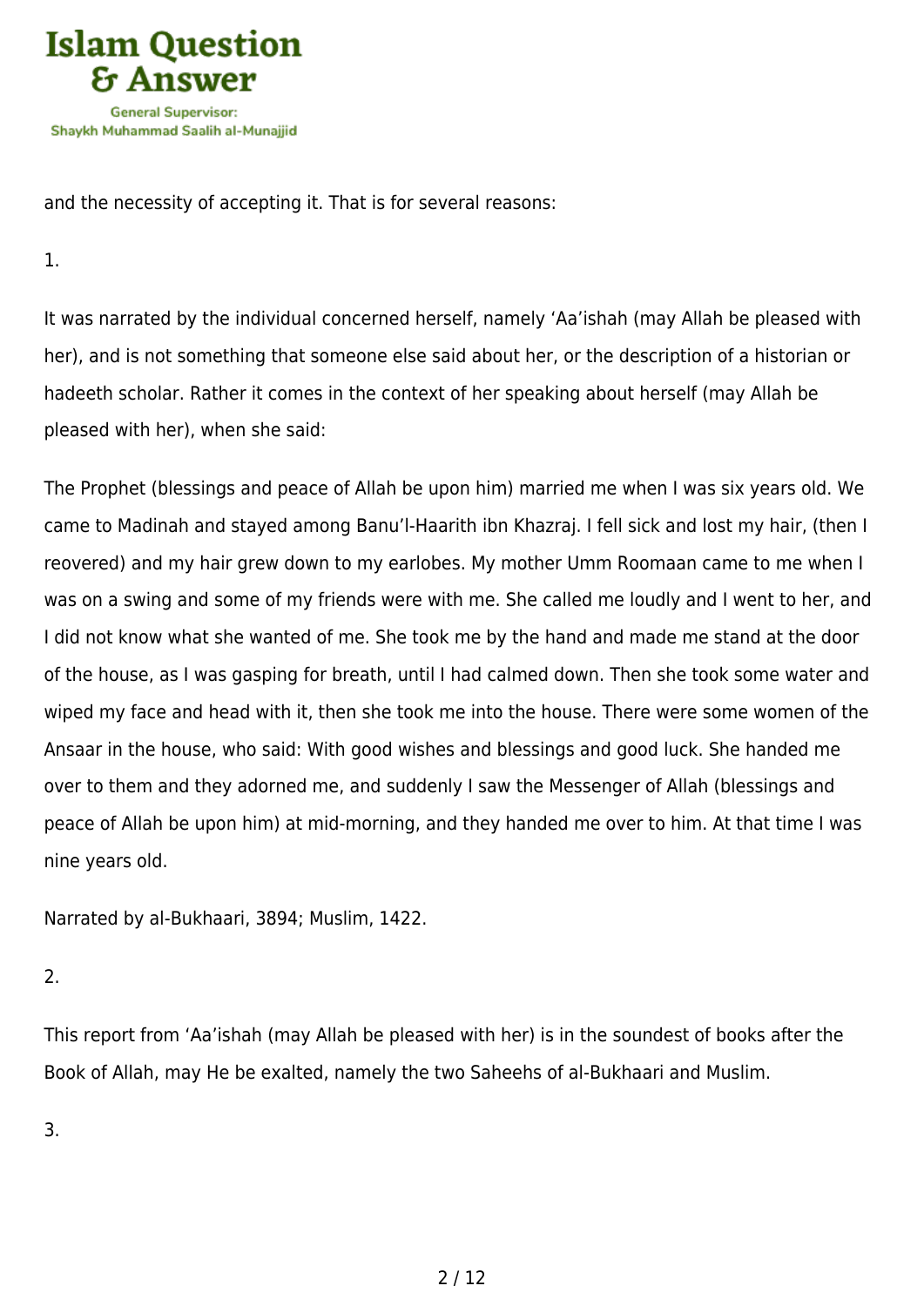and the necessity of accepting it. That is for several reasons:

1.

It was narrated by the individual concerned herself, namely ‘Aa’ishah (may Allah be pleased with her), and is not something that someone else said about her, or the description of a historian or hadeeth scholar. Rather it comes in the context of her speaking about herself (may Allah be pleased with her), when she said:

The Prophet (blessings and peace of Allah be upon him) married me when I was six years old. We came to Madinah and stayed among Banu’l-Haarith ibn Khazraj. I fell sick and lost my hair, (then I reovered) and my hair grew down to my earlobes. My mother Umm Roomaan came to me when I was on a swing and some of my friends were with me. She called me loudly and I went to her, and I did not know what she wanted of me. She took me by the hand and made me stand at the door of the house, as I was gasping for breath, until I had calmed down. Then she took some water and wiped my face and head with it, then she took me into the house. There were some women of the Ansaar in the house, who said: With good wishes and blessings and good luck. She handed me over to them and they adorned me, and suddenly I saw the Messenger of Allah (blessings and peace of Allah be upon him) at mid-morning, and they handed me over to him. At that time I was nine years old.

Narrated by al-Bukhaari, 3894; Muslim, 1422.

2.

This report from ‘Aa’ishah (may Allah be pleased with her) is in the soundest of books after the Book of Allah, may He be exalted, namely the two Saheehs of al-Bukhaari and Muslim.

3.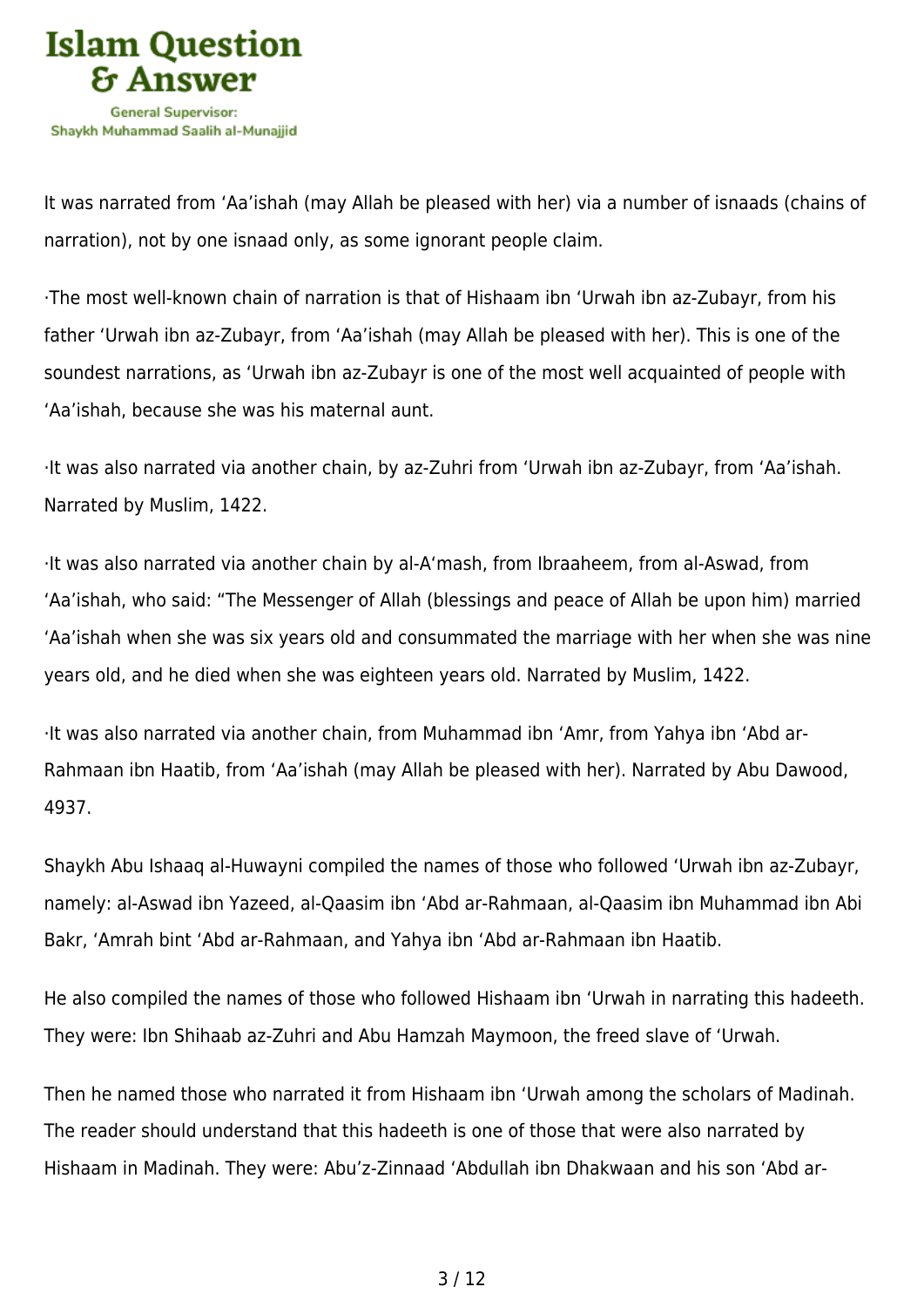It was narrated from ‘Aa’ishah (may Allah be pleased with her) via a number of isnaads (chains of narration), not by one isnaad only, as some ignorant people claim.

·The most well-known chain of narration is that of Hishaam ibn ‘Urwah ibn az-Zubayr, from his father ‘Urwah ibn az-Zubayr, from ‘Aa’ishah (may Allah be pleased with her). This is one of the soundest narrations, as ‘Urwah ibn az-Zubayr is one of the most well acquainted of people with ‘Aa’ishah, because she was his maternal aunt.

·It was also narrated via another chain, by az-Zuhri from ‘Urwah ibn az-Zubayr, from ‘Aa’ishah. Narrated by Muslim, 1422.

·It was also narrated via another chain by al-A‘mash, from Ibraaheem, from al-Aswad, from ‘Aa’ishah, who said: “The Messenger of Allah (blessings and peace of Allah be upon him) married ‘Aa’ishah when she was six years old and consummated the marriage with her when she was nine years old, and he died when she was eighteen years old. Narrated by Muslim, 1422.

·It was also narrated via another chain, from Muhammad ibn ‘Amr, from Yahya ibn ‘Abd ar-Rahmaan ibn Haatib, from ‘Aa’ishah (may Allah be pleased with her). Narrated by Abu Dawood, 4937.

Shaykh Abu Ishaaq al-Huwayni compiled the names of those who followed ‘Urwah ibn az-Zubayr, namely: al-Aswad ibn Yazeed, al-Qaasim ibn ‘Abd ar-Rahmaan, al-Qaasim ibn Muhammad ibn Abi Bakr, ‘Amrah bint ‘Abd ar-Rahmaan, and Yahya ibn ‘Abd ar-Rahmaan ibn Haatib.

He also compiled the names of those who followed Hishaam ibn ‘Urwah in narrating this hadeeth. They were: Ibn Shihaab az-Zuhri and Abu Hamzah Maymoon, the freed slave of ‘Urwah.

Then he named those who narrated it from Hishaam ibn ‘Urwah among the scholars of Madinah. The reader should understand that this hadeeth is one of those that were also narrated by Hishaam in Madinah. They were: Abu’z-Zinnaad ‘Abdullah ibn Dhakwaan and his son ‘Abd ar-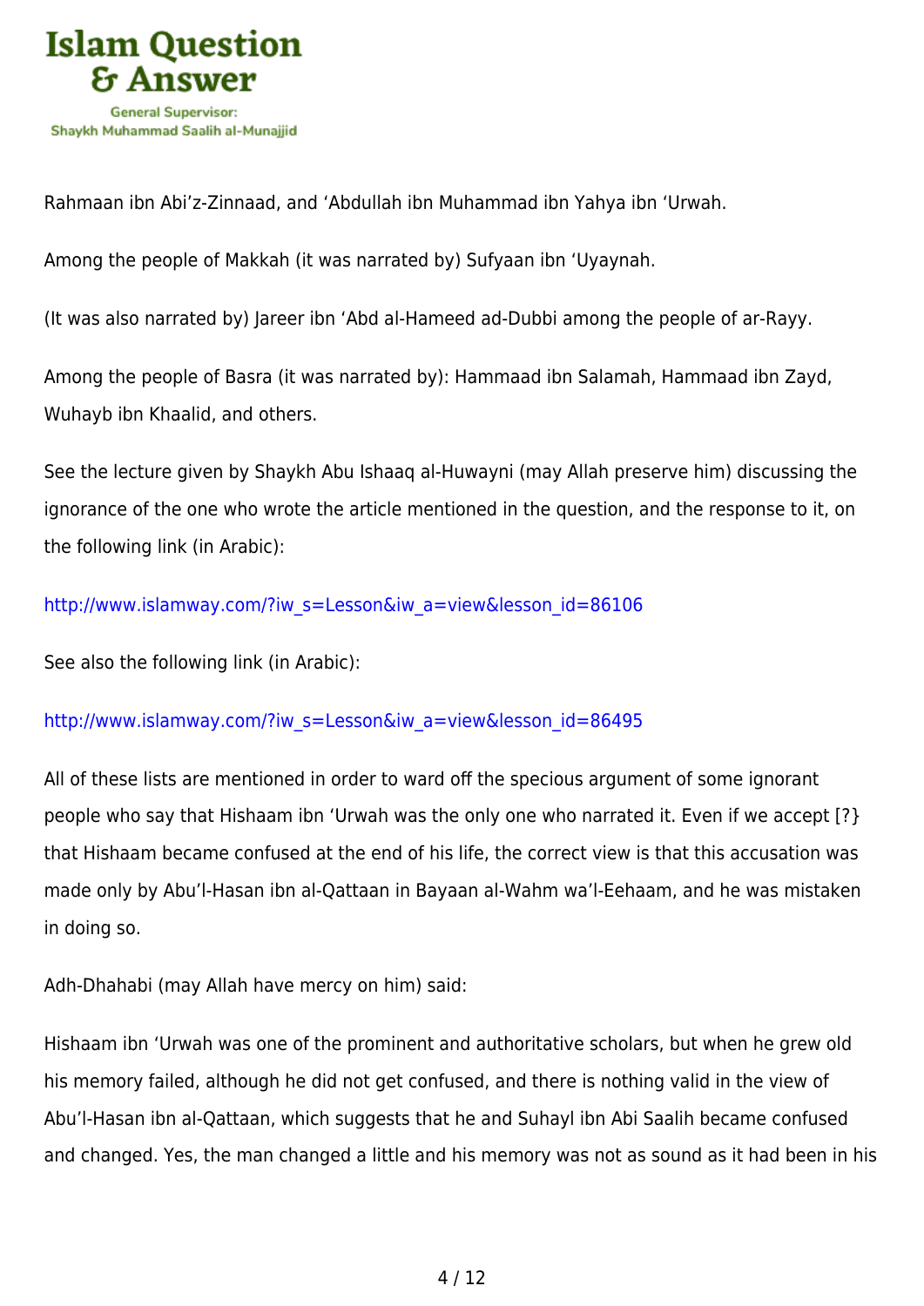Rahmaan ibn Abi'z-Zinnaad, and 'Abdullah ibn Muhammad ibn Yahya ibn 'Urwah.

Among the people of Makkah (it was narrated by) Sufyaan ibn 'Uyaynah.

(It was also narrated by) Jareer ibn 'Abd al-Hameed ad-Dubbi among the people of ar-Rayy.

Among the people of Basra (it was narrated by): Hammaad ibn Salamah, Hammaad ibn Zayd, Wuhayb ibn Khaalid, and others.

See the lecture given by Shaykh Abu Ishaaq al-Huwayni (may Allah preserve him) discussing the ignorance of the one who wrote the article mentioned in the question, and the response to it, on the following link (in Arabic):

http://www.islamway.com/?iw_s=Lesson&iw_a=view&lesson_id=86106

See also the following link (in Arabic):

http://www.islamway.com/?iw_s=Lesson&iw_a=view&lesson_id=86495

All of these lists are mentioned in order to ward off the specious argument of some ignorant people who say that Hishaam ibn 'Urwah was the only one who narrated it. Even if we accept [?} that Hishaam became confused at the end of his life, the correct view is that this accusation was made only by Abu'l-Hasan ibn al-Qattaan in Bayaan al-Wahm wa'l-Eehaam, and he was mistaken in doing so.

Adh-Dhahabi (may Allah have mercy on him) said:

Hishaam ibn 'Urwah was one of the prominent and authoritative scholars, but when he grew old his memory failed, although he did not get confused, and there is nothing valid in the view of Abu'l-Hasan ibn al-Qattaan, which suggests that he and Suhayl ibn Abi Saalih became confused and changed. Yes, the man changed a little and his memory was not as sound as it had been in his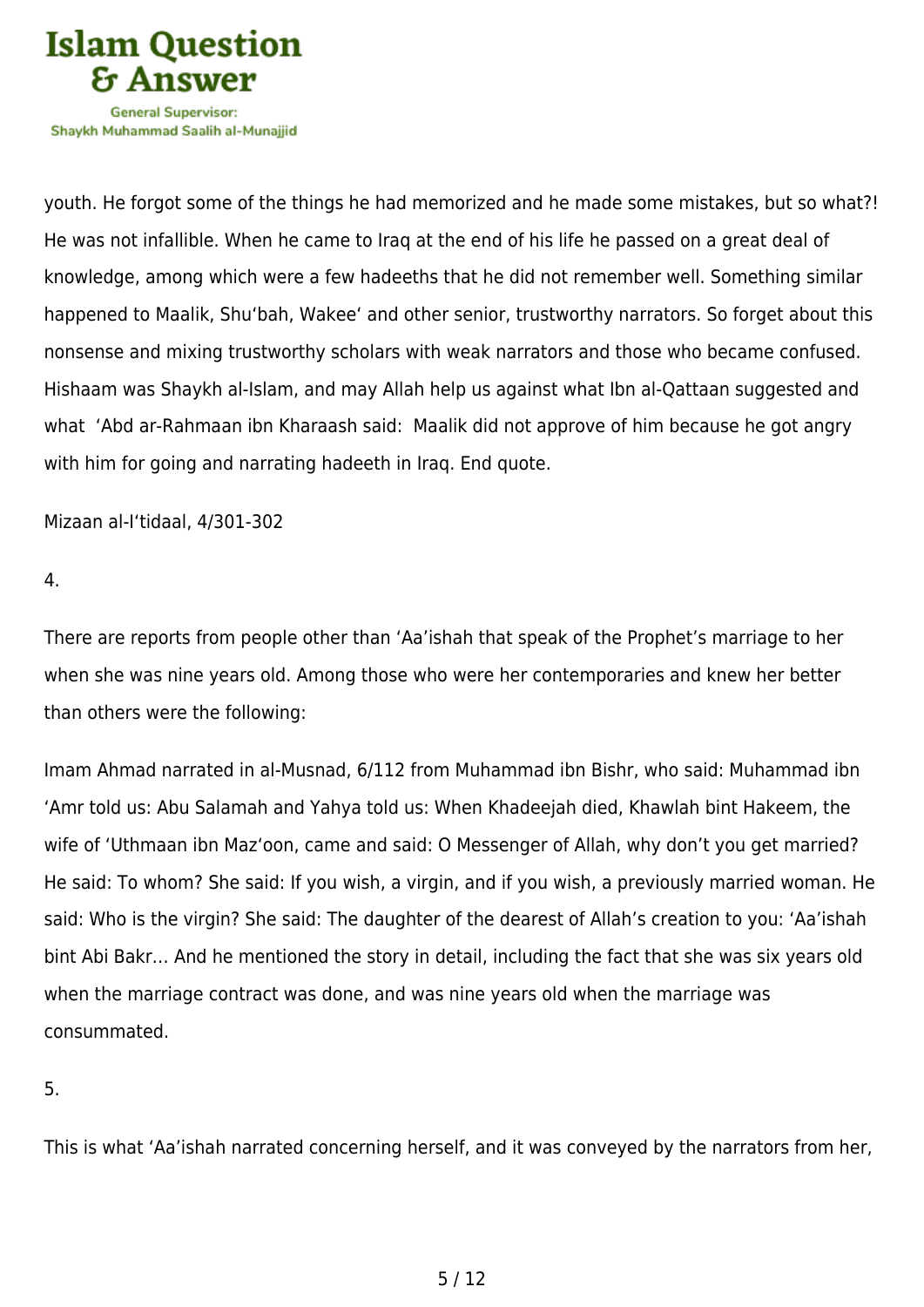youth. He forgot some of the things he had memorized and he made some mistakes, but so what?! He was not infallible. When he came to Iraq at the end of his life he passed on a great deal of knowledge, among which were a few hadeeths that he did not remember well. Something similar happened to Maalik, Shu'bah, Wakee' and other senior, trustworthy narrators. So forget about this nonsense and mixing trustworthy scholars with weak narrators and those who became confused. Hishaam was Shaykh al-Islam, and may Allah help us against what Ibn al-Qattaan suggested and what 'Abd ar-Rahmaan ibn Kharaash said: Maalik did not approve of him because he got angry with him for going and narrating hadeeth in Iraq. End quote.

Mizaan al-I'tidaal, 4/301-302

4.

There are reports from people other than 'Aa'ishah that speak of the Prophet's marriage to her when she was nine years old. Among those who were her contemporaries and knew her better than others were the following:

Imam Ahmad narrated in al-Musnad, 6/112 from Muhammad ibn Bishr, who said: Muhammad ibn 'Amr told us: Abu Salamah and Yahya told us: When Khadeejah died, Khawlah bint Hakeem, the wife of 'Uthmaan ibn Maz'oon, came and said: O Messenger of Allah, why don't you get married? He said: To whom? She said: If you wish, a virgin, and if you wish, a previously married woman. He said: Who is the virgin? She said: The daughter of the dearest of Allah's creation to you: 'Aa'ishah bint Abi Bakr… And he mentioned the story in detail, including the fact that she was six years old when the marriage contract was done, and was nine years old when the marriage was consummated.

5.

This is what 'Aa'ishah narrated concerning herself, and it was conveyed by the narrators from her,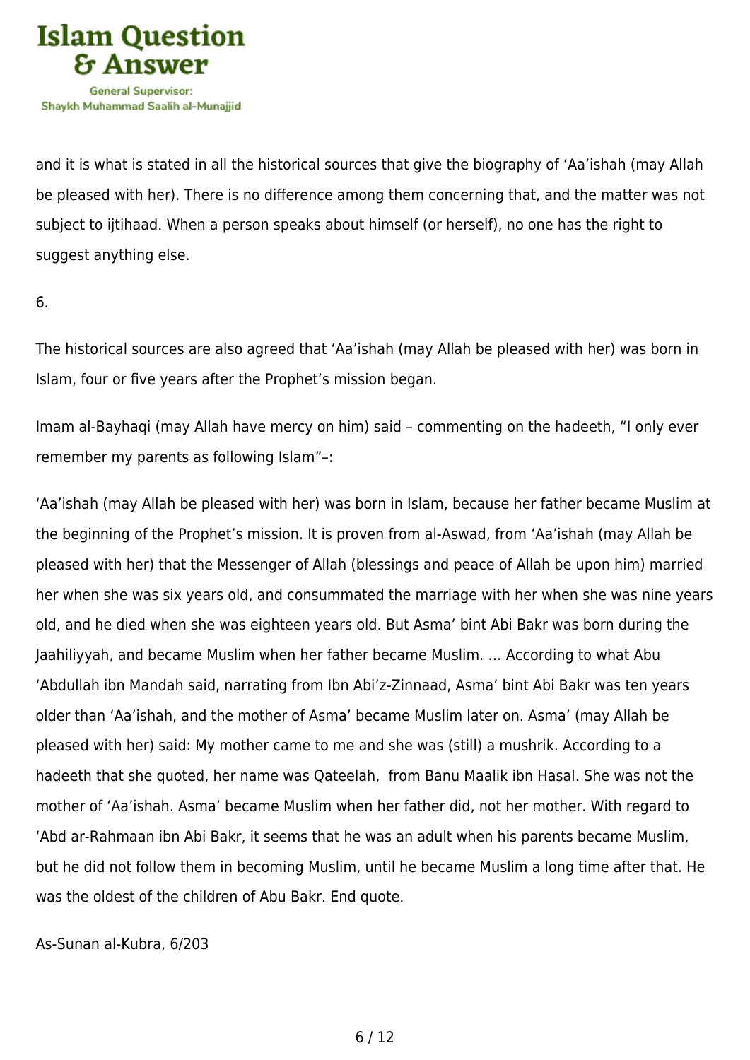and it is what is stated in all the historical sources that give the biography of 'Aa'ishah (may Allah be pleased with her). There is no difference among them concerning that, and the matter was not subject to ijtihaad. When a person speaks about himself (or herself), no one has the right to suggest anything else.

6.

The historical sources are also agreed that 'Aa'ishah (may Allah be pleased with her) was born in Islam, four or five years after the Prophet's mission began.

Imam al-Bayhaqi (may Allah have mercy on him) said – commenting on the hadeeth, "I only ever remember my parents as following Islam"–:

'Aa'ishah (may Allah be pleased with her) was born in Islam, because her father became Muslim at the beginning of the Prophet's mission. It is proven from al-Aswad, from 'Aa'ishah (may Allah be pleased with her) that the Messenger of Allah (blessings and peace of Allah be upon him) married her when she was six years old, and consummated the marriage with her when she was nine years old, and he died when she was eighteen years old. But Asma' bint Abi Bakr was born during the Jaahiliyyah, and became Muslim when her father became Muslim. ... According to what Abu 'Abdullah ibn Mandah said, narrating from Ibn Abi'z-Zinnaad, Asma' bint Abi Bakr was ten years older than 'Aa'ishah, and the mother of Asma' became Muslim later on. Asma' (may Allah be pleased with her) said: My mother came to me and she was (still) a mushrik. According to a hadeeth that she quoted, her name was Qateelah, from Banu Maalik ibn Hasal. She was not the mother of 'Aa'ishah. Asma' became Muslim when her father did, not her mother. With regard to 'Abd ar-Rahmaan ibn Abi Bakr, it seems that he was an adult when his parents became Muslim, but he did not follow them in becoming Muslim, until he became Muslim a long time after that. He was the oldest of the children of Abu Bakr. End quote.

As-Sunan al-Kubra, 6/203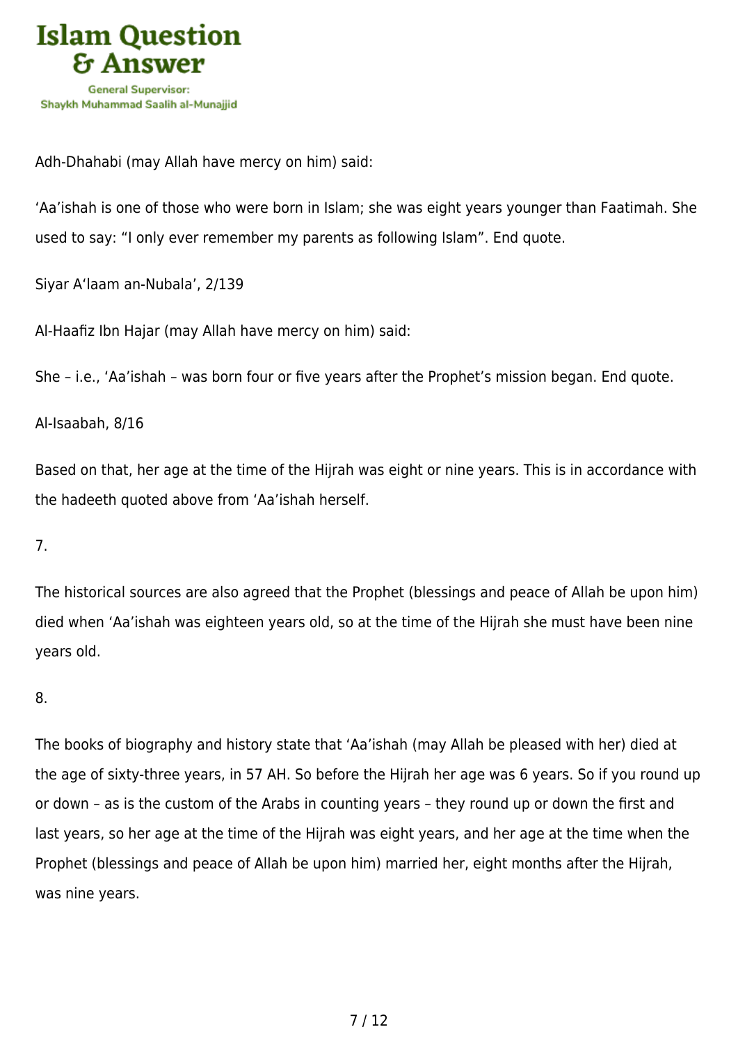Adh-Dhahabi (may Allah have mercy on him) said:

‘Aa’ishah is one of those who were born in Islam; she was eight years younger than Faatimah. She used to say: “I only ever remember my parents as following Islam”. End quote.

Siyar A‘laam an-Nubala’, 2/139

Al-Haafiz Ibn Hajar (may Allah have mercy on him) said:

She – i.e., ‘Aa’ishah – was born four or five years after the Prophet’s mission began. End quote.

Al-Isaabah, 8/16

Based on that, her age at the time of the Hijrah was eight or nine years. This is in accordance with the hadeeth quoted above from ‘Aa’ishah herself.

7.

The historical sources are also agreed that the Prophet (blessings and peace of Allah be upon him) died when ‘Aa’ishah was eighteen years old, so at the time of the Hijrah she must have been nine years old.

8.

The books of biography and history state that ‘Aa’ishah (may Allah be pleased with her) died at the age of sixty-three years, in 57 AH. So before the Hijrah her age was 6 years. So if you round up or down – as is the custom of the Arabs in counting years – they round up or down the first and last years, so her age at the time of the Hijrah was eight years, and her age at the time when the Prophet (blessings and peace of Allah be upon him) married her, eight months after the Hijrah, was nine years.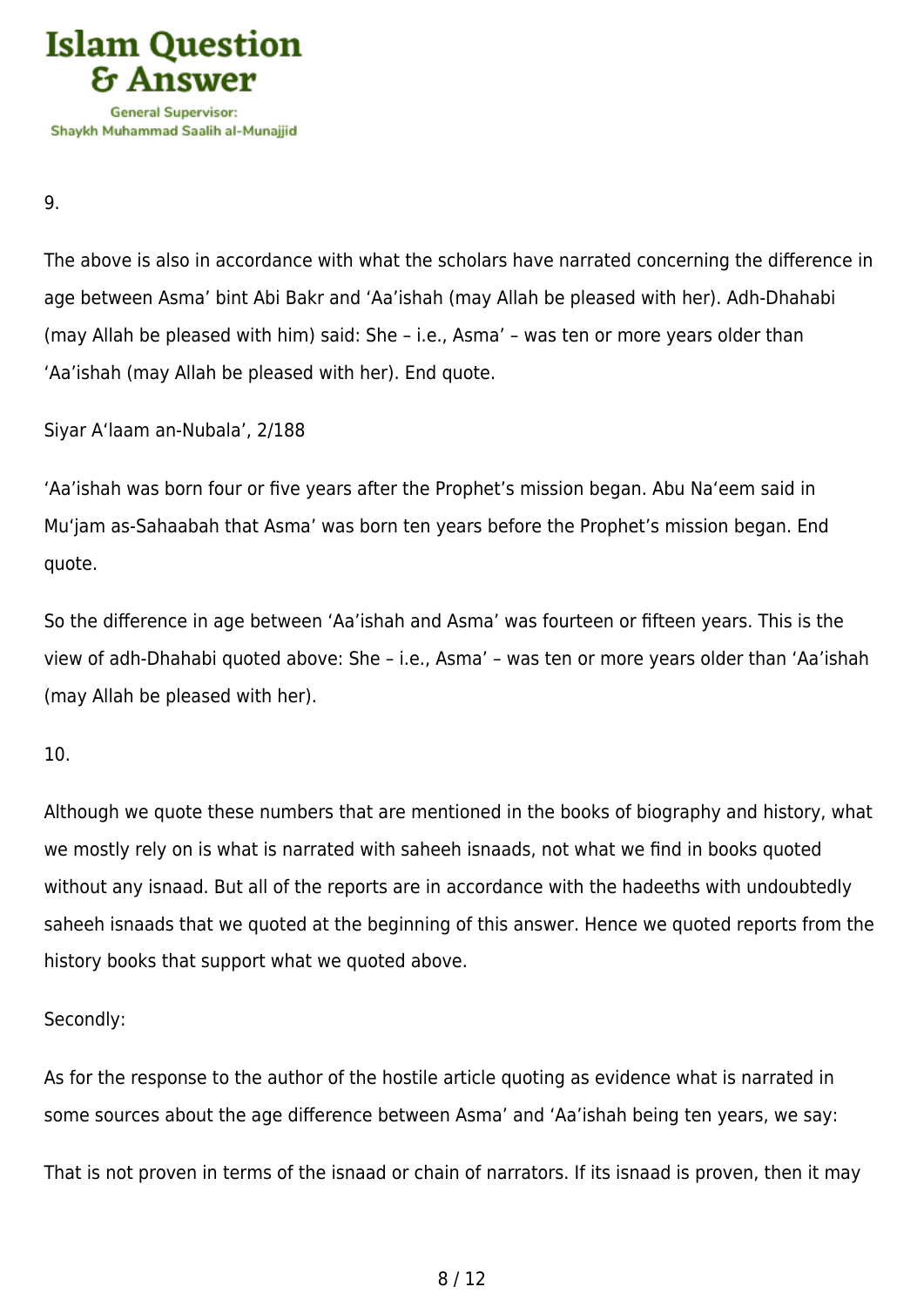9.

The above is also in accordance with what the scholars have narrated concerning the difference in age between Asma' bint Abi Bakr and 'Aa'ishah (may Allah be pleased with her). Adh-Dhahabi (may Allah be pleased with him) said: She – i.e., Asma' – was ten or more years older than 'Aa'ishah (may Allah be pleased with her). End quote.

Siyar A'laam an-Nubala', 2/188

'Aa'ishah was born four or five years after the Prophet's mission began. Abu Na'eem said in Mu'jam as-Sahaabah that Asma' was born ten years before the Prophet's mission began. End quote.

So the difference in age between 'Aa'ishah and Asma' was fourteen or fifteen years. This is the view of adh-Dhahabi quoted above: She – i.e., Asma' – was ten or more years older than 'Aa'ishah (may Allah be pleased with her).

10.

Although we quote these numbers that are mentioned in the books of biography and history, what we mostly rely on is what is narrated with saheeh isnaads, not what we find in books quoted without any isnaad. But all of the reports are in accordance with the hadeeths with undoubtedly saheeh isnaads that we quoted at the beginning of this answer. Hence we quoted reports from the history books that support what we quoted above.

Secondly:

As for the response to the author of the hostile article quoting as evidence what is narrated in some sources about the age difference between Asma' and 'Aa'ishah being ten years, we say:

That is not proven in terms of the isnaad or chain of narrators. If its isnaad is proven, then it may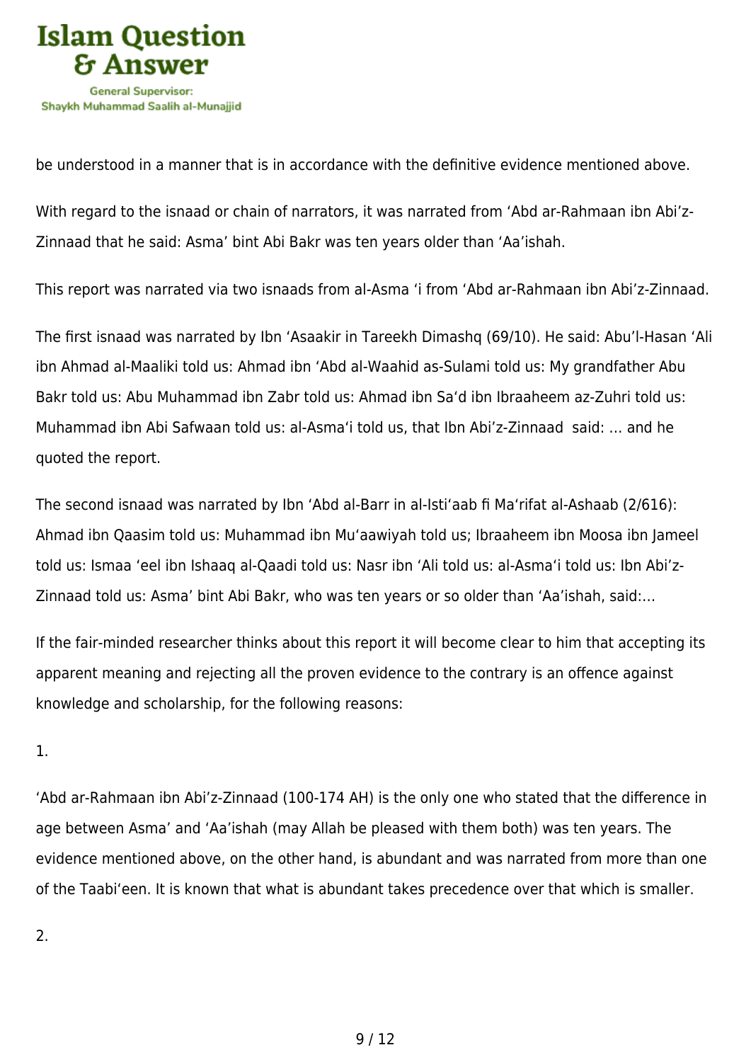be understood in a manner that is in accordance with the definitive evidence mentioned above.

With regard to the isnaad or chain of narrators, it was narrated from ‘Abd ar-Rahmaan ibn Abi’z-Zinnaad that he said: Asma’ bint Abi Bakr was ten years older than ‘Aa’ishah.

This report was narrated via two isnaads from al-Asma ‘i from ‘Abd ar-Rahmaan ibn Abi’z-Zinnaad.

The first isnaad was narrated by Ibn ‘Asaakir in Tareekh Dimashq (69/10). He said: Abu’l-Hasan ‘Ali ibn Ahmad al-Maaliki told us: Ahmad ibn ‘Abd al-Waahid as-Sulami told us: My grandfather Abu Bakr told us: Abu Muhammad ibn Zabr told us: Ahmad ibn Sa‘d ibn Ibraaheem az-Zuhri told us: Muhammad ibn Abi Safwaan told us: al-Asma‘i told us, that Ibn Abi’z-Zinnaad said: … and he quoted the report.

The second isnaad was narrated by Ibn ‘Abd al-Barr in al-Isti‘aab fi Ma‘rifat al-Ashaab (2/616): Ahmad ibn Qaasim told us: Muhammad ibn Mu‘aawiyah told us; Ibraaheem ibn Moosa ibn Jameel told us: Ismaa ‘eel ibn Ishaaq al-Qaadi told us: Nasr ibn ‘Ali told us: al-Asma‘i told us: Ibn Abi’z-Zinnaad told us: Asma’ bint Abi Bakr, who was ten years or so older than ‘Aa’ishah, said:…

If the fair-minded researcher thinks about this report it will become clear to him that accepting its apparent meaning and rejecting all the proven evidence to the contrary is an offence against knowledge and scholarship, for the following reasons:

1.

‘Abd ar-Rahmaan ibn Abi’z-Zinnaad (100-174 AH) is the only one who stated that the difference in age between Asma’ and ‘Aa’ishah (may Allah be pleased with them both) was ten years. The evidence mentioned above, on the other hand, is abundant and was narrated from more than one of the Taabi‘een. It is known that what is abundant takes precedence over that which is smaller.

2.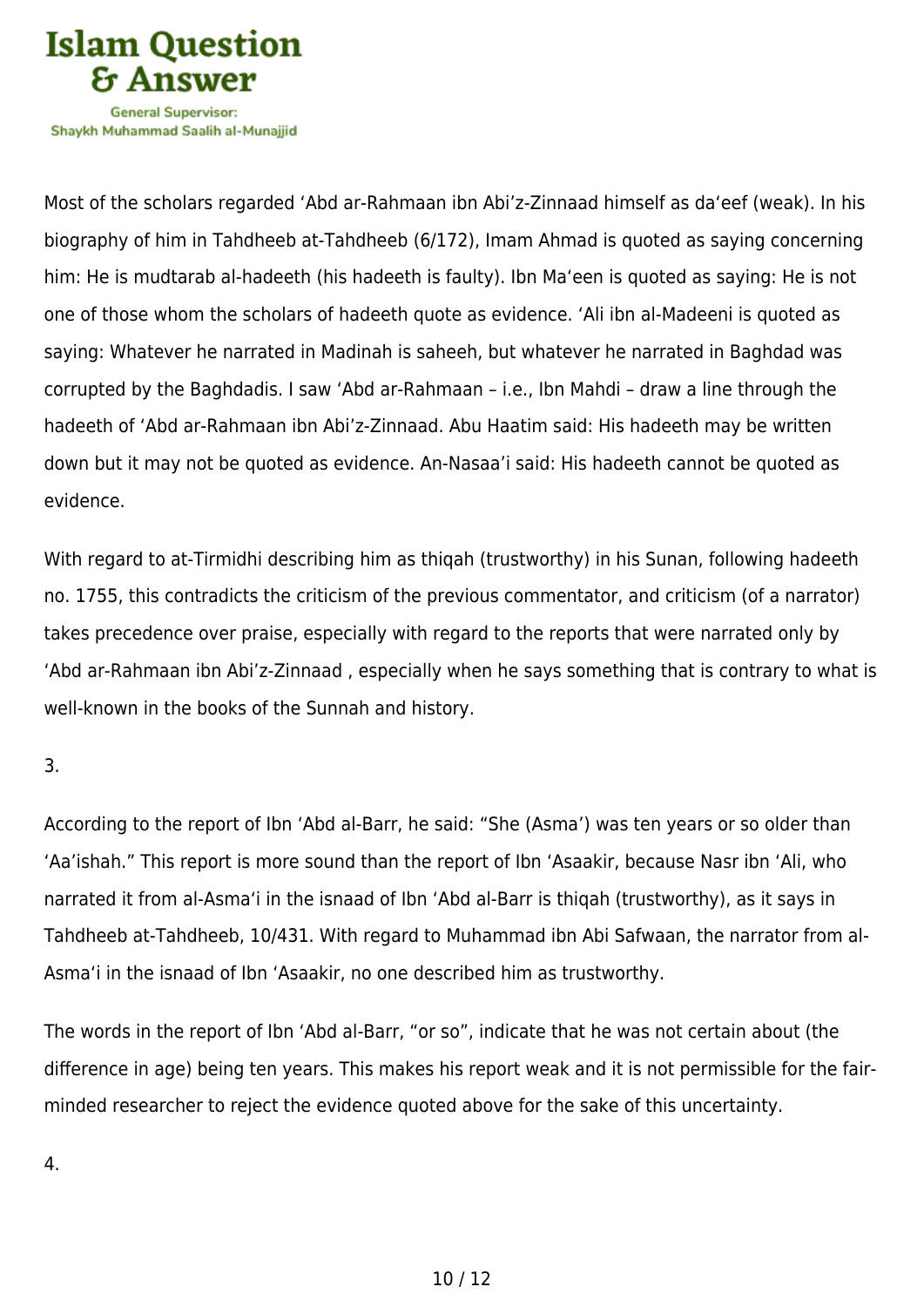Most of the scholars regarded ‘Abd ar-Rahmaan ibn Abi’z-Zinnaad himself as da‘eef (weak). In his biography of him in Tahdheeb at-Tahdheeb (6/172), Imam Ahmad is quoted as saying concerning him: He is mudtarab al-hadeeth (his hadeeth is faulty). Ibn Ma‘een is quoted as saying: He is not one of those whom the scholars of hadeeth quote as evidence. ‘Ali ibn al-Madeeni is quoted as saying: Whatever he narrated in Madinah is saheeh, but whatever he narrated in Baghdad was corrupted by the Baghdadis. I saw ‘Abd ar-Rahmaan – i.e., Ibn Mahdi – draw a line through the hadeeth of ‘Abd ar-Rahmaan ibn Abi’z-Zinnaad. Abu Haatim said: His hadeeth may be written down but it may not be quoted as evidence. An-Nasaa’i said: His hadeeth cannot be quoted as evidence.

With regard to at-Tirmidhi describing him as thiqah (trustworthy) in his Sunan, following hadeeth no. 1755, this contradicts the criticism of the previous commentator, and criticism (of a narrator) takes precedence over praise, especially with regard to the reports that were narrated only by ‘Abd ar-Rahmaan ibn Abi’z-Zinnaad , especially when he says something that is contrary to what is well-known in the books of the Sunnah and history.

3.

According to the report of Ibn ‘Abd al-Barr, he said: “She (Asma’) was ten years or so older than ‘Aa’ishah.” This report is more sound than the report of Ibn ‘Asaakir, because Nasr ibn ‘Ali, who narrated it from al-Asma‘i in the isnaad of Ibn ‘Abd al-Barr is thiqah (trustworthy), as it says in Tahdheeb at-Tahdheeb, 10/431. With regard to Muhammad ibn Abi Safwaan, the narrator from al-Asma‘i in the isnaad of Ibn ‘Asaakir, no one described him as trustworthy.

The words in the report of Ibn ‘Abd al-Barr, “or so”, indicate that he was not certain about (the difference in age) being ten years. This makes his report weak and it is not permissible for the fair-minded researcher to reject the evidence quoted above for the sake of this uncertainty.

4.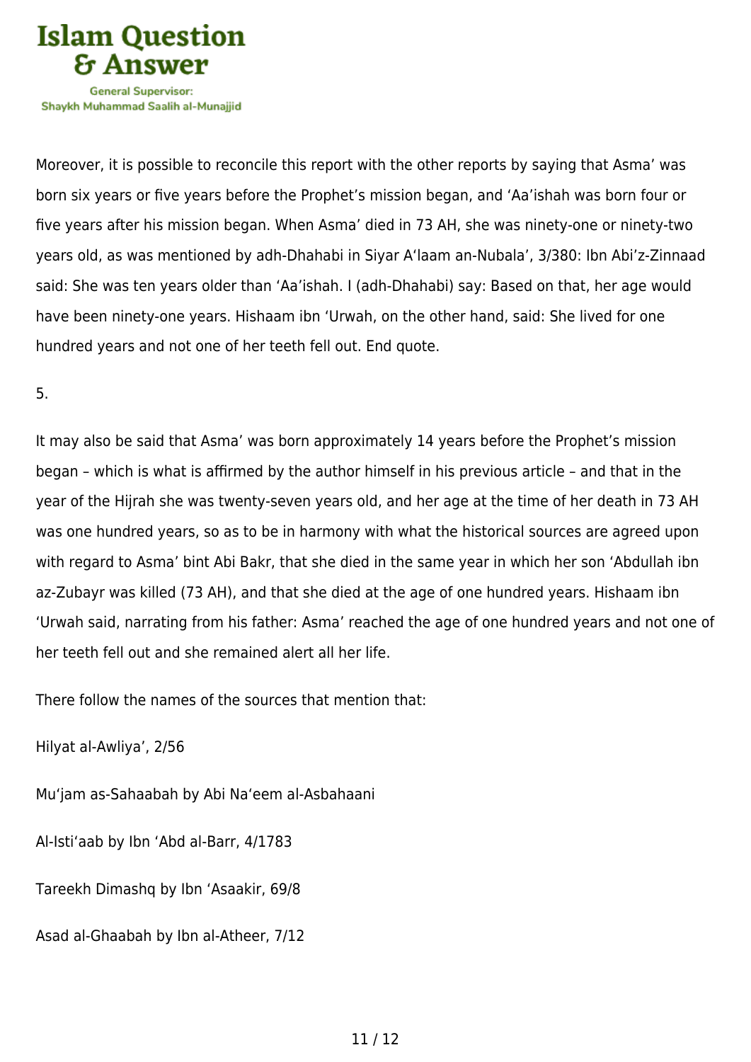Moreover, it is possible to reconcile this report with the other reports by saying that Asma' was born six years or five years before the Prophet's mission began, and 'Aa'ishah was born four or five years after his mission began. When Asma' died in 73 AH, she was ninety-one or ninety-two years old, as was mentioned by adh-Dhahabi in Siyar A'laam an-Nubala', 3/380: Ibn Abi'z-Zinnaad said: She was ten years older than 'Aa'ishah. I (adh-Dhahabi) say: Based on that, her age would have been ninety-one years. Hishaam ibn 'Urwah, on the other hand, said: She lived for one hundred years and not one of her teeth fell out. End quote.

5.

It may also be said that Asma' was born approximately 14 years before the Prophet's mission began – which is what is affirmed by the author himself in his previous article – and that in the year of the Hijrah she was twenty-seven years old, and her age at the time of her death in 73 AH was one hundred years, so as to be in harmony with what the historical sources are agreed upon with regard to Asma' bint Abi Bakr, that she died in the same year in which her son 'Abdullah ibn az-Zubayr was killed (73 AH), and that she died at the age of one hundred years. Hishaam ibn 'Urwah said, narrating from his father: Asma' reached the age of one hundred years and not one of her teeth fell out and she remained alert all her life.

There follow the names of the sources that mention that:

Hilyat al-Awliya', 2/56

Mu'jam as-Sahaabah by Abi Na'eem al-Asbahaani

Al-Isti'aab by Ibn 'Abd al-Barr, 4/1783

Tareekh Dimashq by Ibn 'Asaakir, 69/8

Asad al-Ghaabah by Ibn al-Atheer, 7/12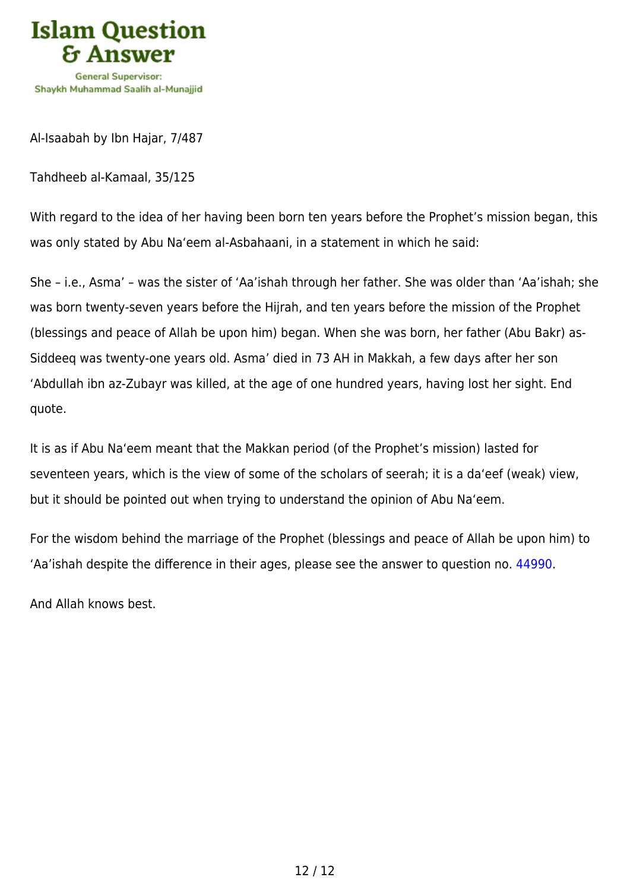Al-Isaabah by Ibn Hajar, 7/487

Tahdheeb al-Kamaal, 35/125

With regard to the idea of her having been born ten years before the Prophet’s mission began, this was only stated by Abu Na‘eem al-Asbahaani, in a statement in which he said:

She – i.e., Asma’ – was the sister of ‘Aa’ishah through her father. She was older than ‘Aa’ishah; she was born twenty-seven years before the Hijrah, and ten years before the mission of the Prophet (blessings and peace of Allah be upon him) began. When she was born, her father (Abu Bakr) as-Siddeeq was twenty-one years old. Asma’ died in 73 AH in Makkah, a few days after her son ‘Abdullah ibn az-Zubayr was killed, at the age of one hundred years, having lost her sight. End quote.

It is as if Abu Na‘eem meant that the Makkan period (of the Prophet’s mission) lasted for seventeen years, which is the view of some of the scholars of seerah; it is a da‘eef (weak) view, but it should be pointed out when trying to understand the opinion of Abu Na‘eem.

For the wisdom behind the marriage of the Prophet (blessings and peace of Allah be upon him) to ‘Aa’ishah despite the difference in their ages, please see the answer to question no. 44990.

And Allah knows best.